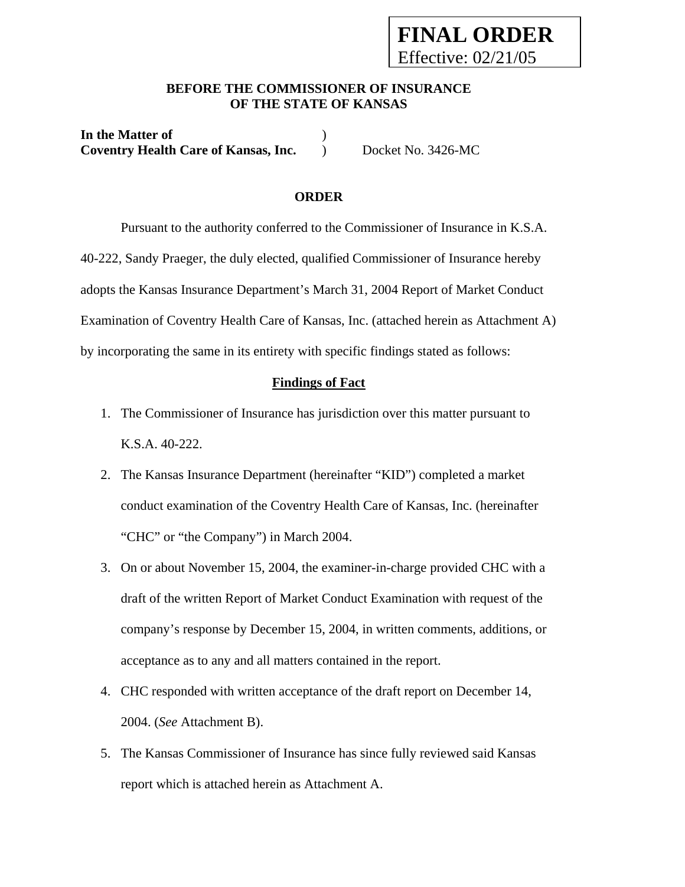**FINAL ORDER**
Effective: 02/21/05

**BEFORE THE COMMISSIONER OF INSURANCE**
**OF THE STATE OF KANSAS**

| | | |
|---|---|---|
| **In the Matter of** | ) | |
| **Coventry Health Care of Kansas, Inc.** | ) | Docket No. 3426-MC |

**ORDER**

Pursuant to the authority conferred to the Commissioner of Insurance in K.S.A. 40-222, Sandy Praeger, the duly elected, qualified Commissioner of Insurance hereby adopts the Kansas Insurance Department's March 31, 2004 Report of Market Conduct Examination of Coventry Health Care of Kansas, Inc. (attached herein as Attachment A) by incorporating the same in its entirety with specific findings stated as follows:

**Findings of Fact**

1. The Commissioner of Insurance has jurisdiction over this matter pursuant to K.S.A. 40-222.
2. The Kansas Insurance Department (hereinafter "KID") completed a market conduct examination of the Coventry Health Care of Kansas, Inc. (hereinafter "CHC" or "the Company") in March 2004.
3. On or about November 15, 2004, the examiner-in-charge provided CHC with a draft of the written Report of Market Conduct Examination with request of the company's response by December 15, 2004, in written comments, additions, or acceptance as to any and all matters contained in the report.
4. CHC responded with written acceptance of the draft report on December 14, 2004. (*See* Attachment B).
5. The Kansas Commissioner of Insurance has since fully reviewed said Kansas report which is attached herein as Attachment A.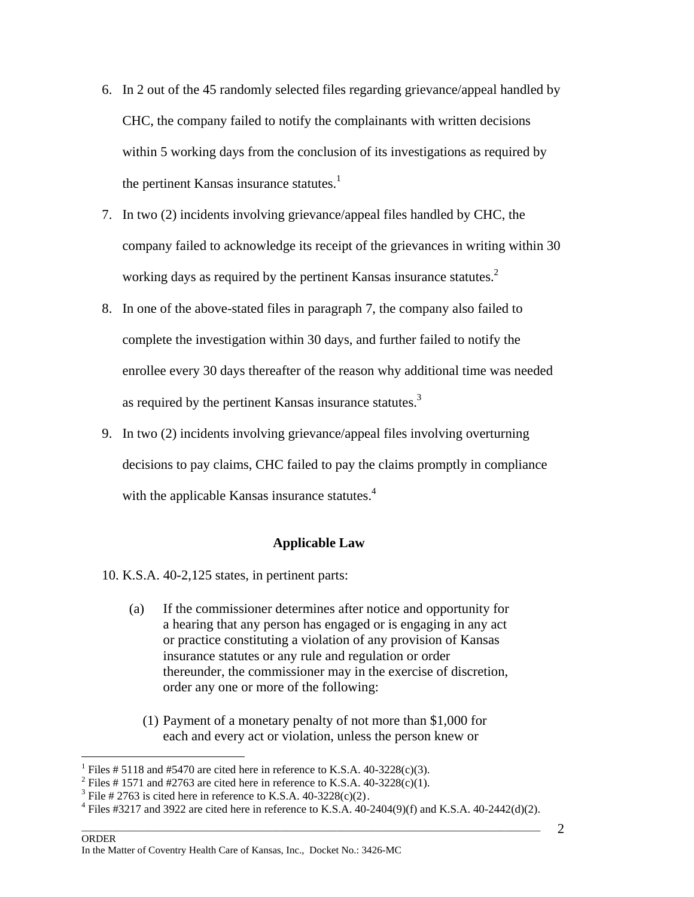6. In 2 out of the 45 randomly selected files regarding grievance/appeal handled by CHC, the company failed to notify the complainants with written decisions within 5 working days from the conclusion of its investigations as required by the pertinent Kansas insurance statutes.[1]

7. In two (2) incidents involving grievance/appeal files handled by CHC, the company failed to acknowledge its receipt of the grievances in writing within 30 working days as required by the pertinent Kansas insurance statutes.[2]

8. In one of the above-stated files in paragraph 7, the company also failed to complete the investigation within 30 days, and further failed to notify the enrollee every 30 days thereafter of the reason why additional time was needed as required by the pertinent Kansas insurance statutes.[3]

9. In two (2) incidents involving grievance/appeal files involving overturning decisions to pay claims, CHC failed to pay the claims promptly in compliance with the applicable Kansas insurance statutes.[4]

**Applicable Law**

10. K.S.A. 40-2,125 states, in pertinent parts:

    (a) If the commissioner determines after notice and opportunity for a hearing that any person has engaged or is engaging in any act or practice constituting a violation of any provision of Kansas insurance statutes or any rule and regulation or order thereunder, the commissioner may in the exercise of discretion, order any one or more of the following:

    (1) Payment of a monetary penalty of not more than $1,000 for each and every act or violation, unless the person knew or

---

[1] Files # 5118 and #5470 are cited here in reference to K.S.A. 40-3228(c)(3).
[2] Files # 1571 and #2763 are cited here in reference to K.S.A. 40-3228(c)(1).
[3] File # 2763 is cited here in reference to K.S.A. 40-3228(c)(2).
[4] Files #3217 and 3922 are cited here in reference to K.S.A. 40-2404(9)(f) and K.S.A. 40-2442(d)(2).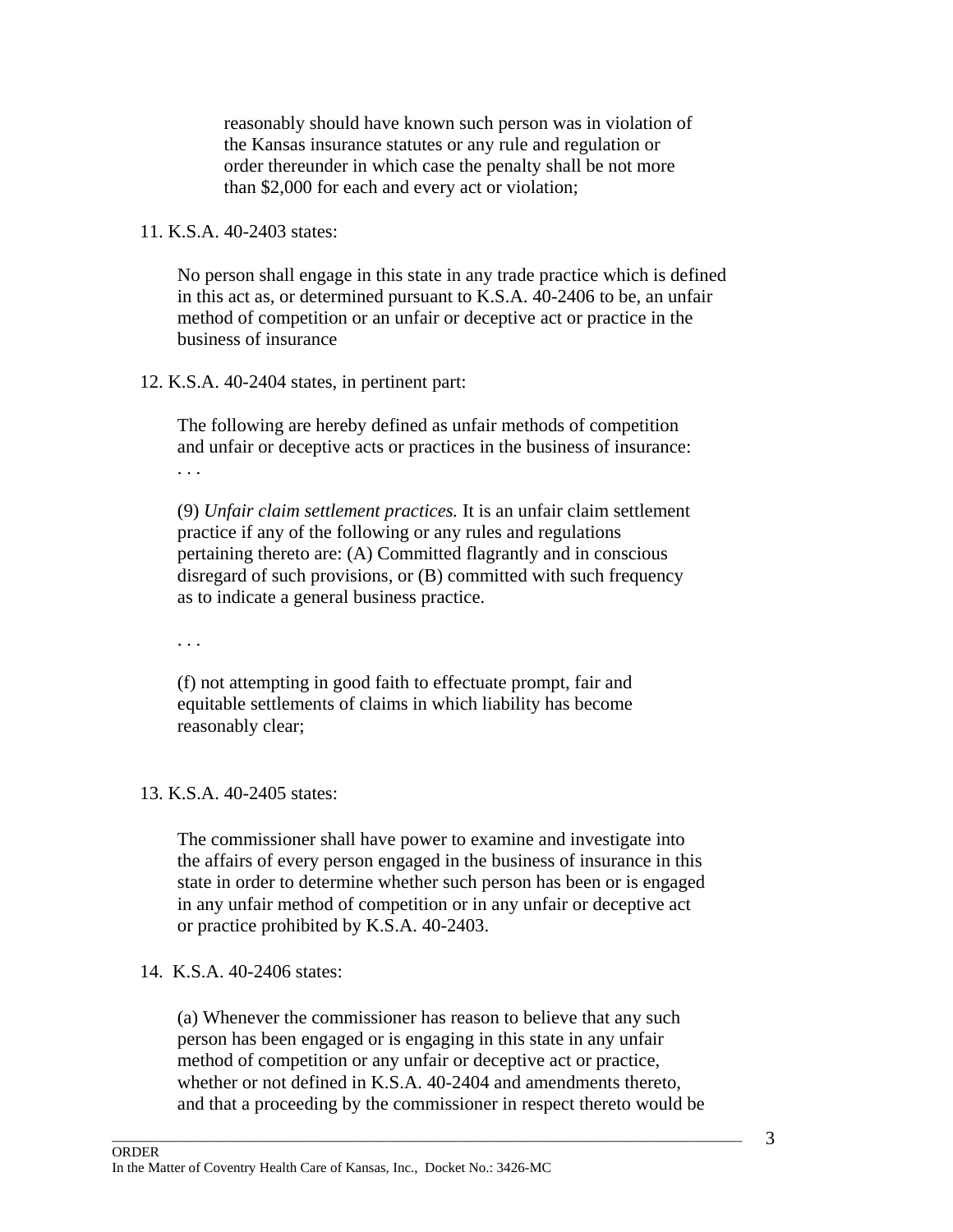> reasonably should have known such person was in violation of the Kansas insurance statutes or any rule and regulation or order thereunder in which case the penalty shall be not more than $2,000 for each and every act or violation;

11. K.S.A. 40-2403 states:

> No person shall engage in this state in any trade practice which is defined in this act as, or determined pursuant to K.S.A. 40-2406 to be, an unfair method of competition or an unfair or deceptive act or practice in the business of insurance

12. K.S.A. 40-2404 states, in pertinent part:

> The following are hereby defined as unfair methods of competition and unfair or deceptive acts or practices in the business of insurance:
> . . .
>
> (9) *Unfair claim settlement practices.* It is an unfair claim settlement practice if any of the following or any rules and regulations pertaining thereto are: (A) Committed flagrantly and in conscious disregard of such provisions, or (B) committed with such frequency as to indicate a general business practice.
>
> . . .
>
> (f) not attempting in good faith to effectuate prompt, fair and equitable settlements of claims in which liability has become reasonably clear;

13. K.S.A. 40-2405 states:

> The commissioner shall have power to examine and investigate into the affairs of every person engaged in the business of insurance in this state in order to determine whether such person has been or is engaged in any unfair method of competition or in any unfair or deceptive act or practice prohibited by K.S.A. 40-2403.

14. K.S.A. 40-2406 states:

> (a) Whenever the commissioner has reason to believe that any such person has been engaged or is engaging in this state in any unfair method of competition or any unfair or deceptive act or practice, whether or not defined in K.S.A. 40-2404 and amendments thereto, and that a proceeding by the commissioner in respect thereto would be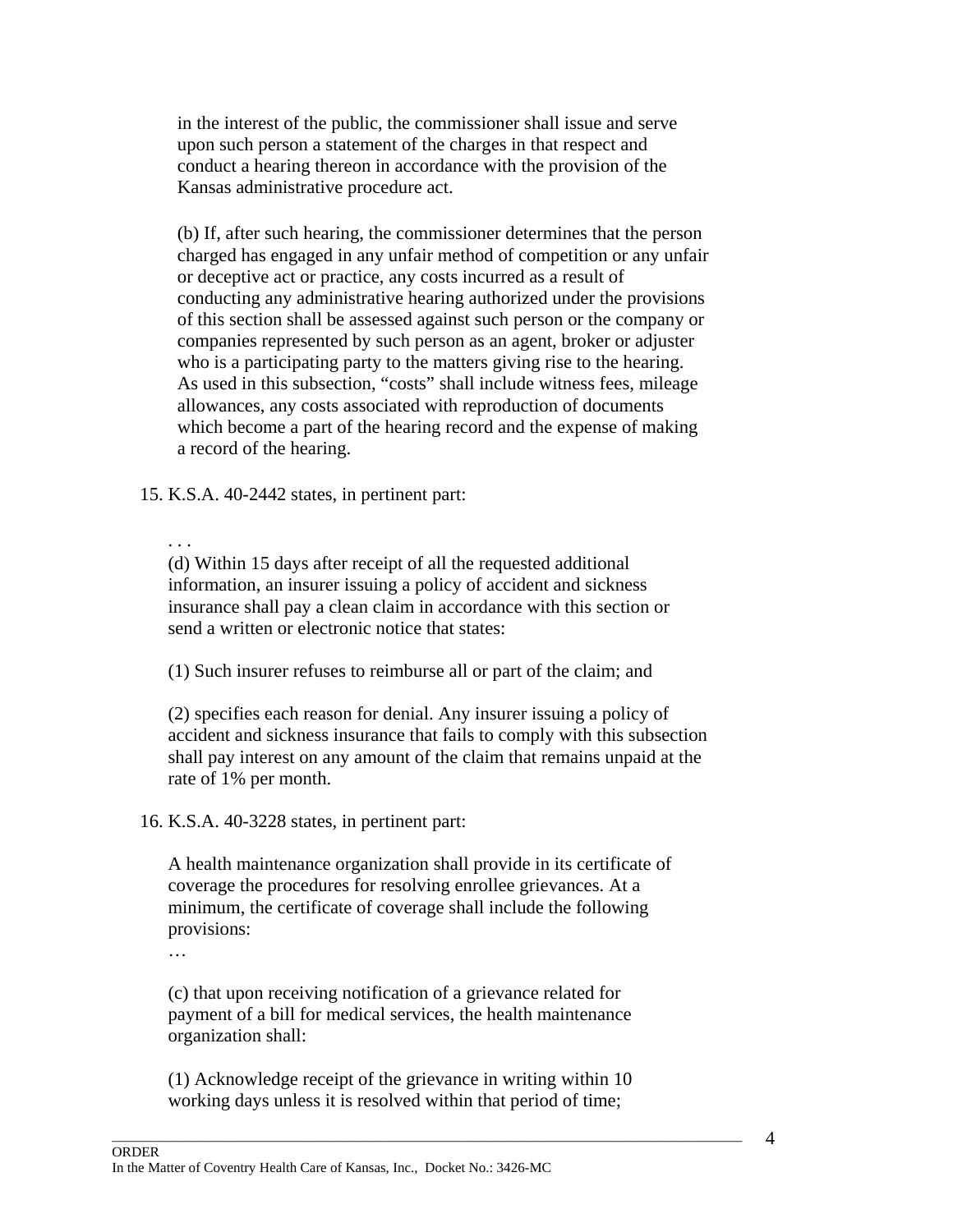> in the interest of the public, the commissioner shall issue and serve upon such person a statement of the charges in that respect and conduct a hearing thereon in accordance with the provision of the Kansas administrative procedure act.
>
> (b) If, after such hearing, the commissioner determines that the person charged has engaged in any unfair method of competition or any unfair or deceptive act or practice, any costs incurred as a result of conducting any administrative hearing authorized under the provisions of this section shall be assessed against such person or the company or companies represented by such person as an agent, broker or adjuster who is a participating party to the matters giving rise to the hearing. As used in this subsection, "costs" shall include witness fees, mileage allowances, any costs associated with reproduction of documents which become a part of the hearing record and the expense of making a record of the hearing.

15. K.S.A. 40-2442 states, in pertinent part:

> . . .
> (d) Within 15 days after receipt of all the requested additional information, an insurer issuing a policy of accident and sickness insurance shall pay a clean claim in accordance with this section or send a written or electronic notice that states:
>
> (1) Such insurer refuses to reimburse all or part of the claim; and
>
> (2) specifies each reason for denial. Any insurer issuing a policy of accident and sickness insurance that fails to comply with this subsection shall pay interest on any amount of the claim that remains unpaid at the rate of 1% per month.

16. K.S.A. 40-3228 states, in pertinent part:

> A health maintenance organization shall provide in its certificate of coverage the procedures for resolving enrollee grievances. At a minimum, the certificate of coverage shall include the following provisions:
> …
>
> (c) that upon receiving notification of a grievance related for payment of a bill for medical services, the health maintenance organization shall:
>
> (1) Acknowledge receipt of the grievance in writing within 10 working days unless it is resolved within that period of time;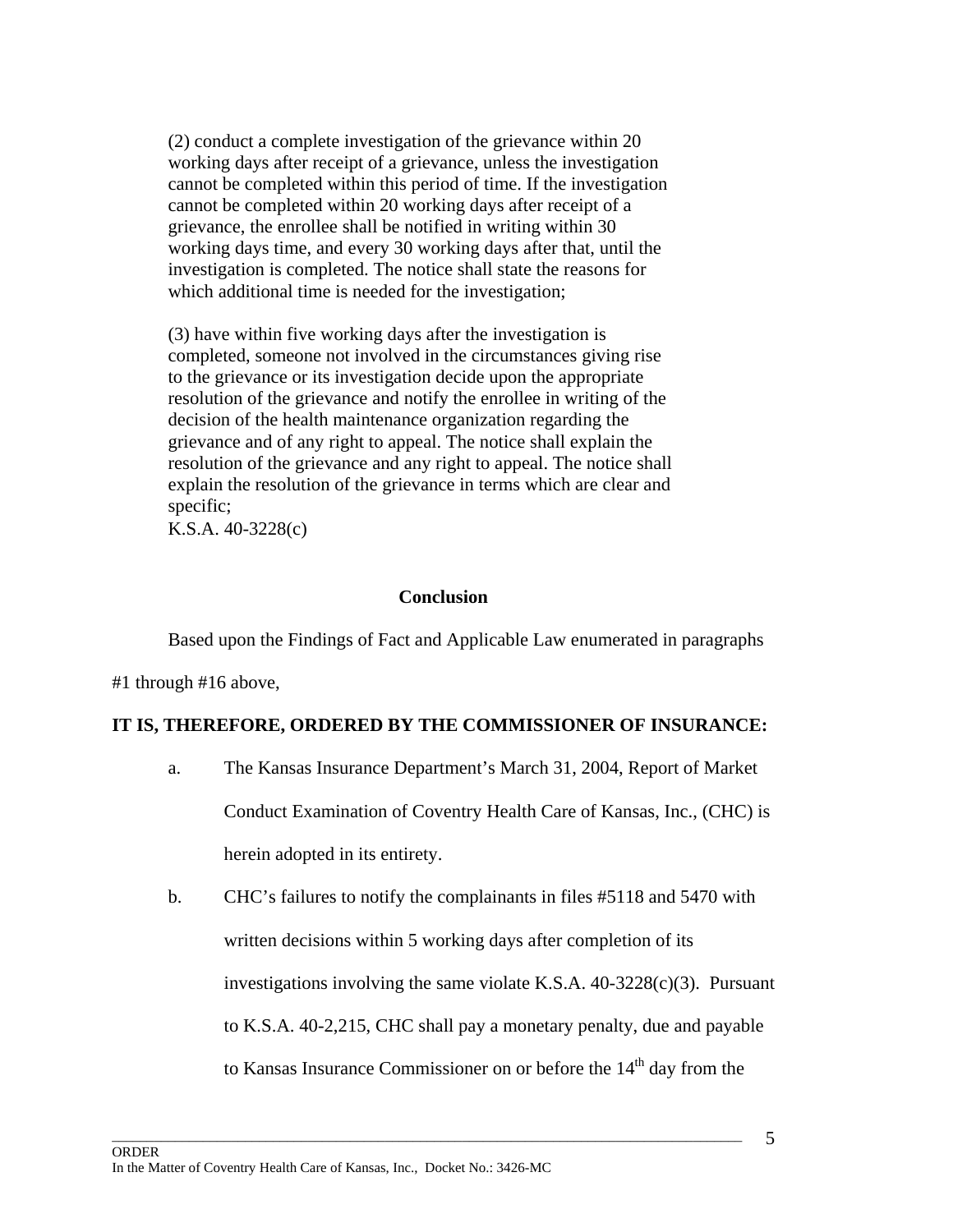(2) conduct a complete investigation of the grievance within 20 working days after receipt of a grievance, unless the investigation cannot be completed within this period of time. If the investigation cannot be completed within 20 working days after receipt of a grievance, the enrollee shall be notified in writing within 30 working days time, and every 30 working days after that, until the investigation is completed. The notice shall state the reasons for which additional time is needed for the investigation;

(3) have within five working days after the investigation is completed, someone not involved in the circumstances giving rise to the grievance or its investigation decide upon the appropriate resolution of the grievance and notify the enrollee in writing of the decision of the health maintenance organization regarding the grievance and of any right to appeal. The notice shall explain the resolution of the grievance and any right to appeal. The notice shall explain the resolution of the grievance in terms which are clear and specific;
K.S.A. 40-3228(c)

**Conclusion**

Based upon the Findings of Fact and Applicable Law enumerated in paragraphs #1 through #16 above,

**IT IS, THEREFORE, ORDERED BY THE COMMISSIONER OF INSURANCE:**

a. The Kansas Insurance Department's March 31, 2004, Report of Market Conduct Examination of Coventry Health Care of Kansas, Inc., (CHC) is herein adopted in its entirety.

b. CHC's failures to notify the complainants in files #5118 and 5470 with written decisions within 5 working days after completion of its investigations involving the same violate K.S.A. 40-3228(c)(3). Pursuant to K.S.A. 40-2,215, CHC shall pay a monetary penalty, due and payable to Kansas Insurance Commissioner on or before the 14th day from the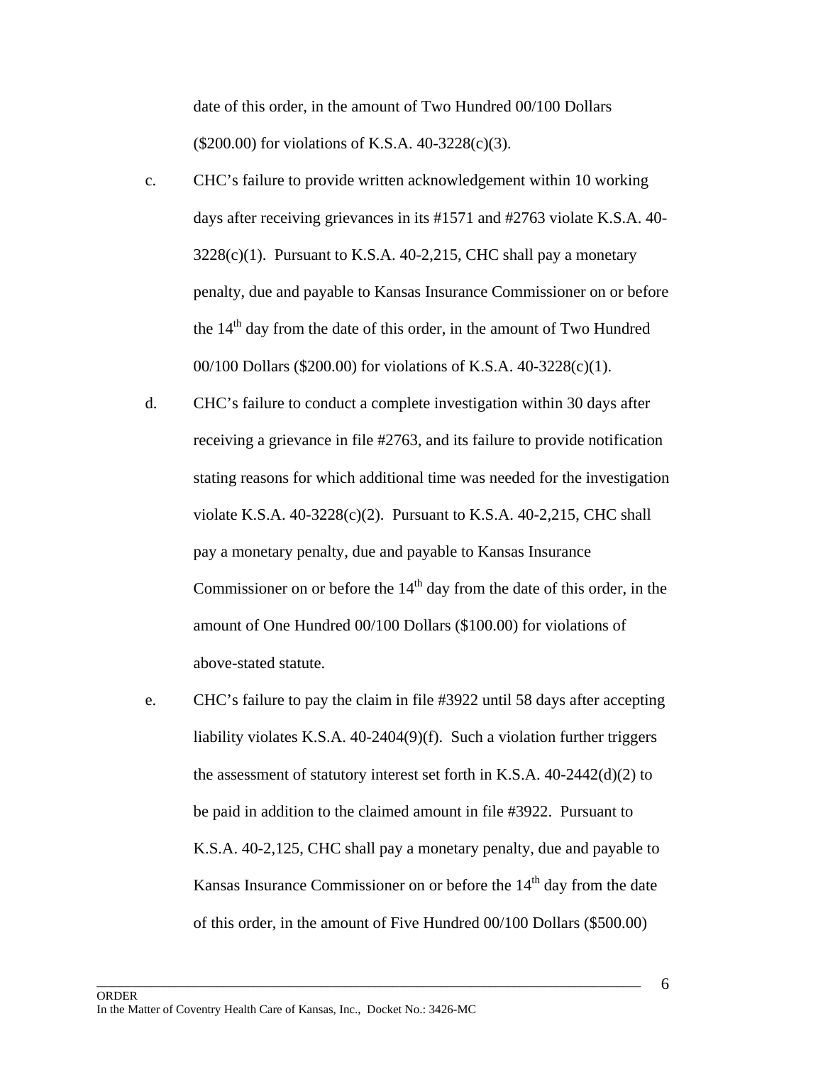date of this order, in the amount of Two Hundred 00/100 Dollars ($200.00) for violations of K.S.A. 40-3228(c)(3).

c. CHC's failure to provide written acknowledgement within 10 working days after receiving grievances in its #1571 and #2763 violate K.S.A. 40-3228(c)(1). Pursuant to K.S.A. 40-2,215, CHC shall pay a monetary penalty, due and payable to Kansas Insurance Commissioner on or before the 14th day from the date of this order, in the amount of Two Hundred 00/100 Dollars ($200.00) for violations of K.S.A. 40-3228(c)(1).

d. CHC's failure to conduct a complete investigation within 30 days after receiving a grievance in file #2763, and its failure to provide notification stating reasons for which additional time was needed for the investigation violate K.S.A. 40-3228(c)(2). Pursuant to K.S.A. 40-2,215, CHC shall pay a monetary penalty, due and payable to Kansas Insurance Commissioner on or before the 14th day from the date of this order, in the amount of One Hundred 00/100 Dollars ($100.00) for violations of above-stated statute.

e. CHC's failure to pay the claim in file #3922 until 58 days after accepting liability violates K.S.A. 40-2404(9)(f). Such a violation further triggers the assessment of statutory interest set forth in K.S.A. 40-2442(d)(2) to be paid in addition to the claimed amount in file #3922. Pursuant to K.S.A. 40-2,125, CHC shall pay a monetary penalty, due and payable to Kansas Insurance Commissioner on or before the 14th day from the date of this order, in the amount of Five Hundred 00/100 Dollars ($500.00)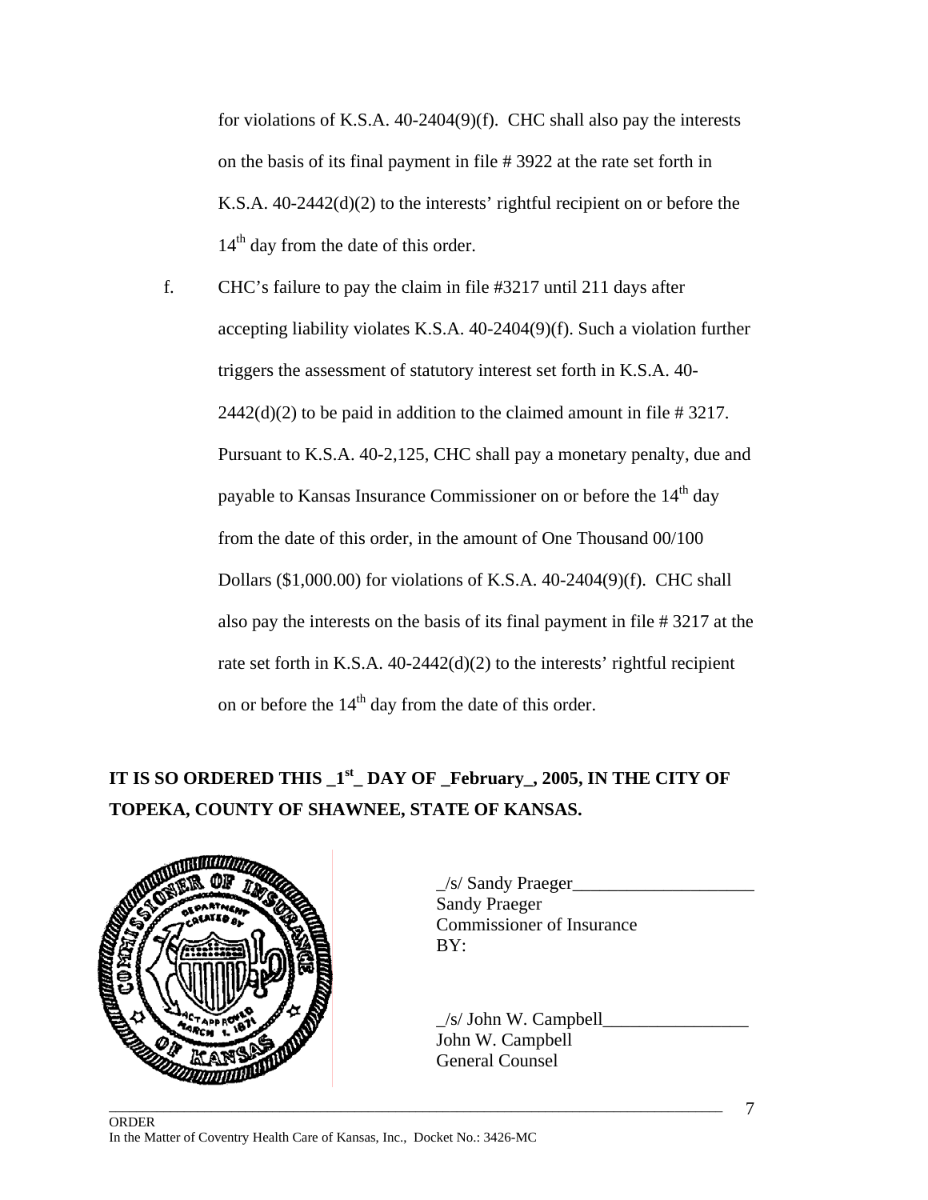for violations of K.S.A. 40-2404(9)(f). CHC shall also pay the interests on the basis of its final payment in file # 3922 at the rate set forth in K.S.A. 40-2442(d)(2) to the interests' rightful recipient on or before the 14th day from the date of this order.

f. CHC's failure to pay the claim in file #3217 until 211 days after accepting liability violates K.S.A. 40-2404(9)(f). Such a violation further triggers the assessment of statutory interest set forth in K.S.A. 40-2442(d)(2) to be paid in addition to the claimed amount in file # 3217. Pursuant to K.S.A. 40-2,125, CHC shall pay a monetary penalty, due and payable to Kansas Insurance Commissioner on or before the 14th day from the date of this order, in the amount of One Thousand 00/100 Dollars ($1,000.00) for violations of K.S.A. 40-2404(9)(f). CHC shall also pay the interests on the basis of its final payment in file # 3217 at the rate set forth in K.S.A. 40-2442(d)(2) to the interests' rightful recipient on or before the 14th day from the date of this order.

**IT IS SO ORDERED THIS _1st_ DAY OF _February_, 2005, IN THE CITY OF TOPEKA, COUNTY OF SHAWNEE, STATE OF KANSAS.**

_/s/ Sandy Praeger____________________
Sandy Praeger
Commissioner of Insurance
BY:

_/s/ John W. Campbell________________
John W. Campbell
General Counsel

ORDER
In the Matter of Coventry Health Care of Kansas, Inc., Docket No.: 3426-MC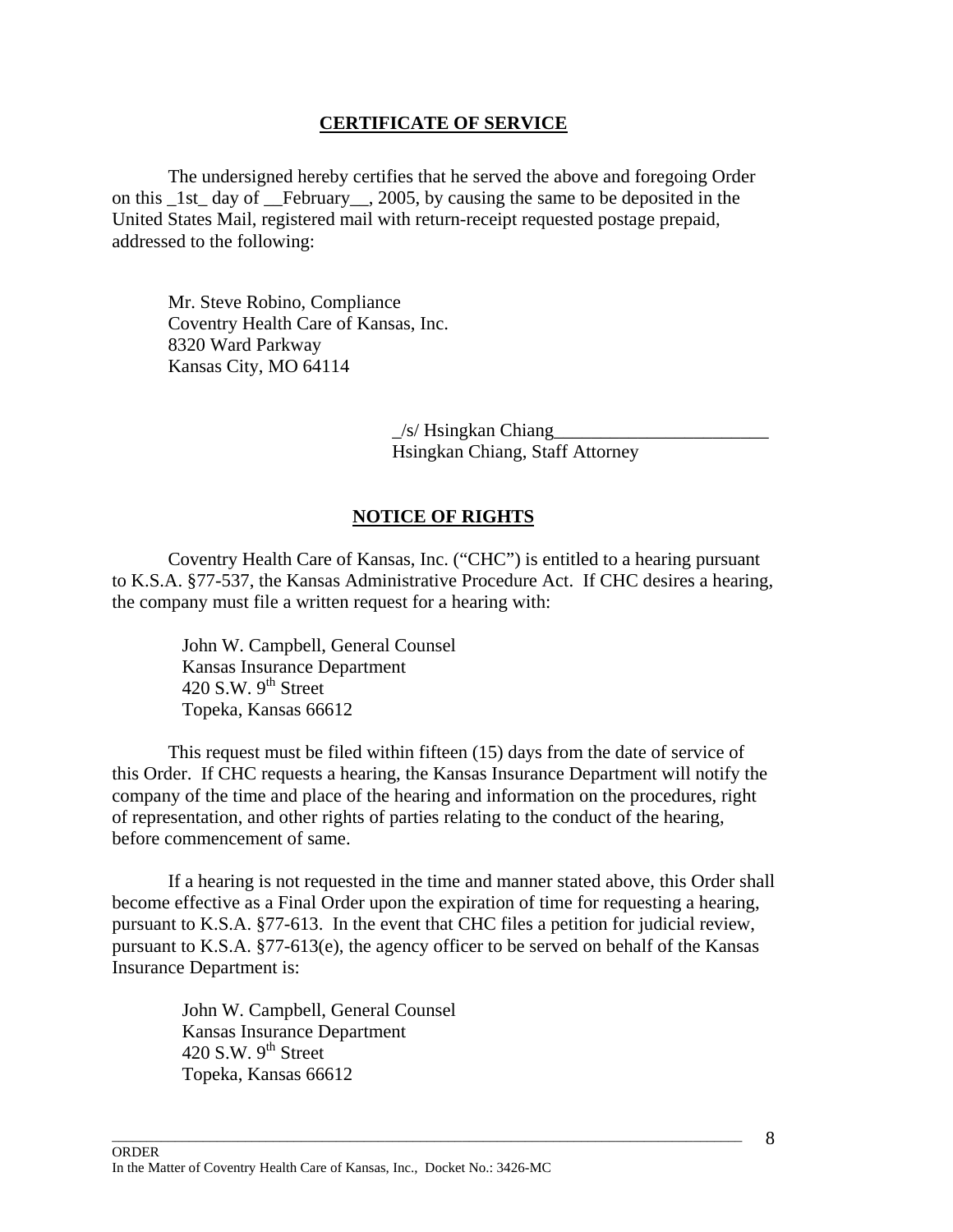**CERTIFICATE OF SERVICE**

The undersigned hereby certifies that he served the above and foregoing Order on this _1st_ day of __February__, 2005, by causing the same to be deposited in the United States Mail, registered mail with return-receipt requested postage prepaid, addressed to the following:

Mr. Steve Robino, Compliance
Coventry Health Care of Kansas, Inc.
8320 Ward Parkway
Kansas City, MO 64114

_/s/ Hsingkan Chiang________________________
Hsingkan Chiang, Staff Attorney

**NOTICE OF RIGHTS**

Coventry Health Care of Kansas, Inc. ("CHC") is entitled to a hearing pursuant to K.S.A. §77-537, the Kansas Administrative Procedure Act. If CHC desires a hearing, the company must file a written request for a hearing with:

John W. Campbell, General Counsel
Kansas Insurance Department
420 S.W. 9th Street
Topeka, Kansas 66612

This request must be filed within fifteen (15) days from the date of service of this Order. If CHC requests a hearing, the Kansas Insurance Department will notify the company of the time and place of the hearing and information on the procedures, right of representation, and other rights of parties relating to the conduct of the hearing, before commencement of same.

If a hearing is not requested in the time and manner stated above, this Order shall become effective as a Final Order upon the expiration of time for requesting a hearing, pursuant to K.S.A. §77-613. In the event that CHC files a petition for judicial review, pursuant to K.S.A. §77-613(e), the agency officer to be served on behalf of the Kansas Insurance Department is:

John W. Campbell, General Counsel
Kansas Insurance Department
420 S.W. 9th Street
Topeka, Kansas 66612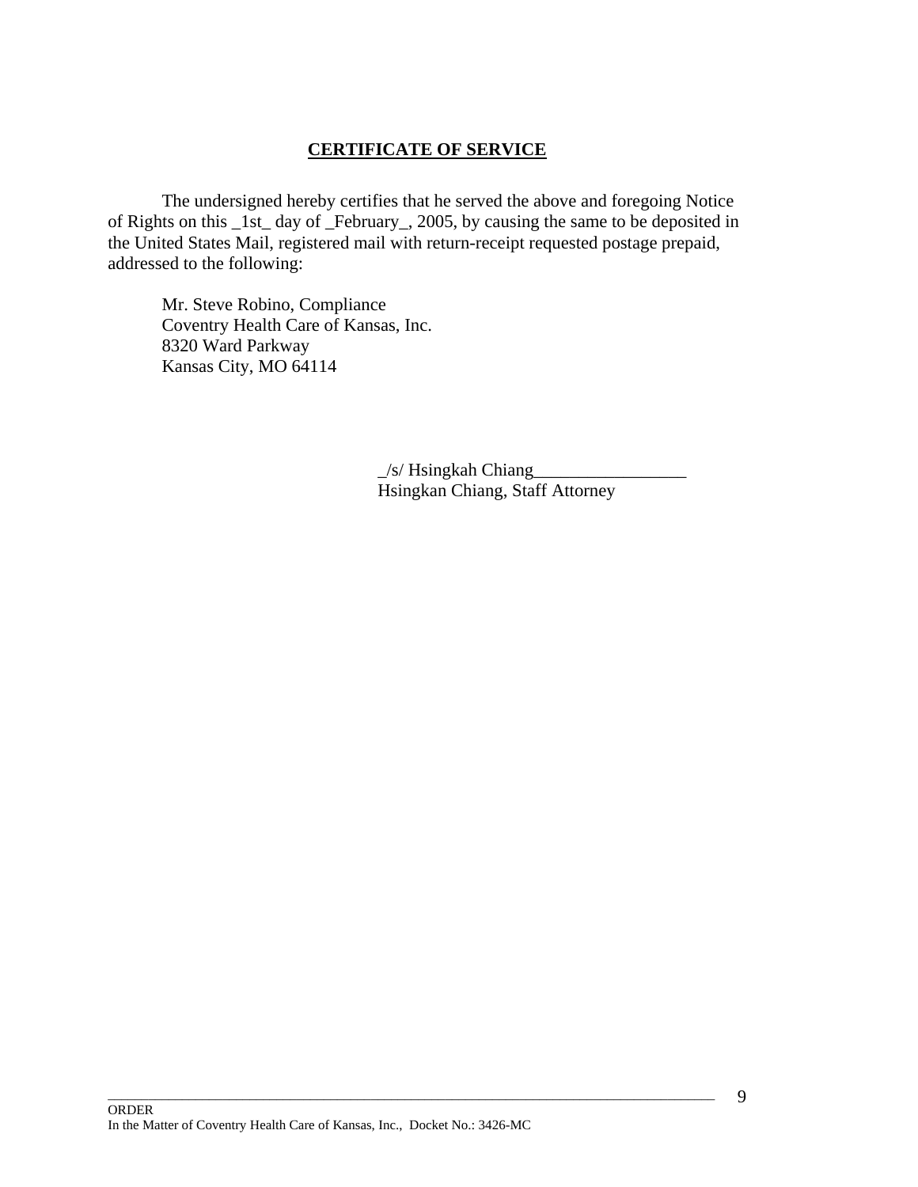## CERTIFICATE OF SERVICE

The undersigned hereby certifies that he served the above and foregoing Notice of Rights on this _1st_ day of _February_, 2005, by causing the same to be deposited in the United States Mail, registered mail with return-receipt requested postage prepaid, addressed to the following:

Mr. Steve Robino, Compliance
Coventry Health Care of Kansas, Inc.
8320 Ward Parkway
Kansas City, MO 64114

_/s/ Hsingkah Chiang_________________
Hsingkan Chiang, Staff Attorney